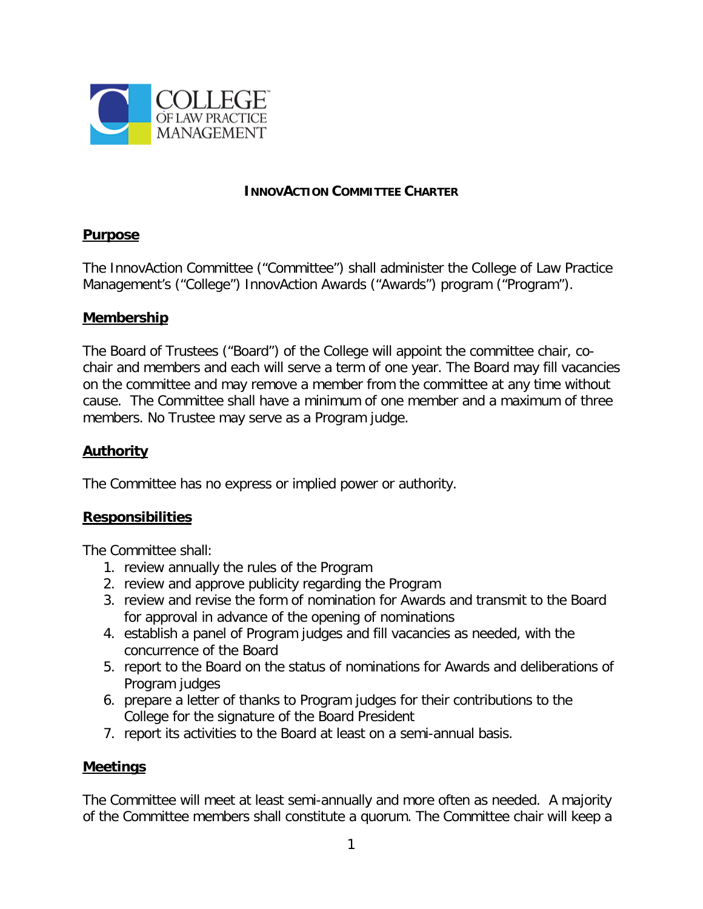# INNOVACTION COMMITTEE CHARTER

## Purpose

The InnovAction Committee ("Committee") shall administer the College of Law Practice Management's ("College") InnovAction Awards ("Awards") program ("Program").

## Membership

The Board of Trustees ("Board") of the College will appoint the committee chair, co-chair and members and each will serve a term of one year. The Board may fill vacancies on the committee and may remove a member from the committee at any time without cause. The Committee shall have a minimum of one member and a maximum of three members. No Trustee may serve as a Program judge.

## Authority

The Committee has no express or implied power or authority.

## Responsibilities

The Committee shall:

1. review annually the rules of the Program
2. review and approve publicity regarding the Program
3. review and revise the form of nomination for Awards and transmit to the Board for approval in advance of the opening of nominations
4. establish a panel of Program judges and fill vacancies as needed, with the concurrence of the Board
5. report to the Board on the status of nominations for Awards and deliberations of Program judges
6. prepare a letter of thanks to Program judges for their contributions to the College for the signature of the Board President
7. report its activities to the Board at least on a semi-annual basis.

## Meetings

The Committee will meet at least semi-annually and more often as needed. A majority of the Committee members shall constitute a quorum. The Committee chair will keep a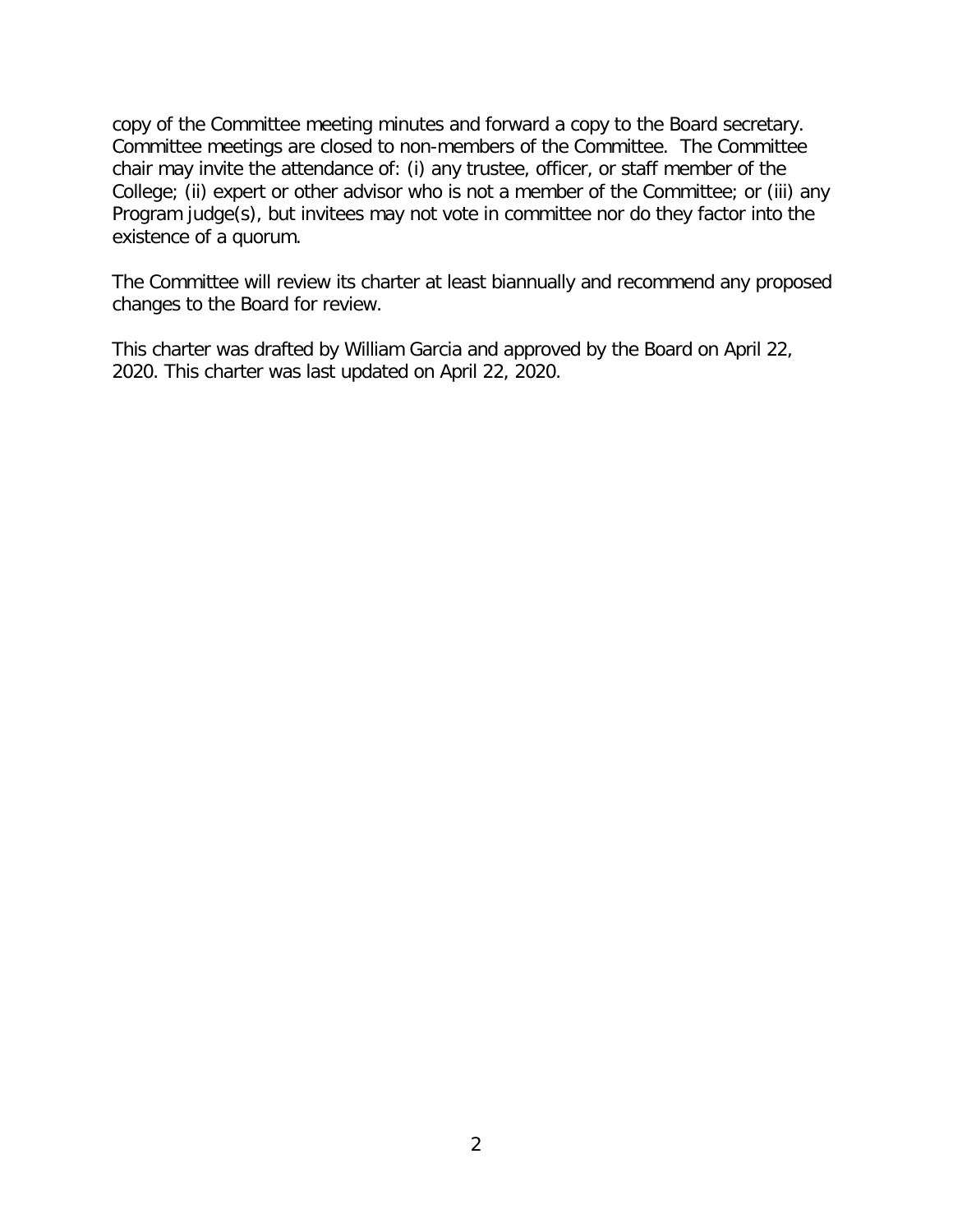copy of the Committee meeting minutes and forward a copy to the Board secretary. Committee meetings are closed to non-members of the Committee. The Committee chair may invite the attendance of: (i) any trustee, officer, or staff member of the College; (ii) expert or other advisor who is not a member of the Committee; or (iii) any Program judge(s), but invitees may not vote in committee nor do they factor into the existence of a quorum.

The Committee will review its charter at least biannually and recommend any proposed changes to the Board for review.

This charter was drafted by William Garcia and approved by the Board on April 22, 2020. This charter was last updated on April 22, 2020.